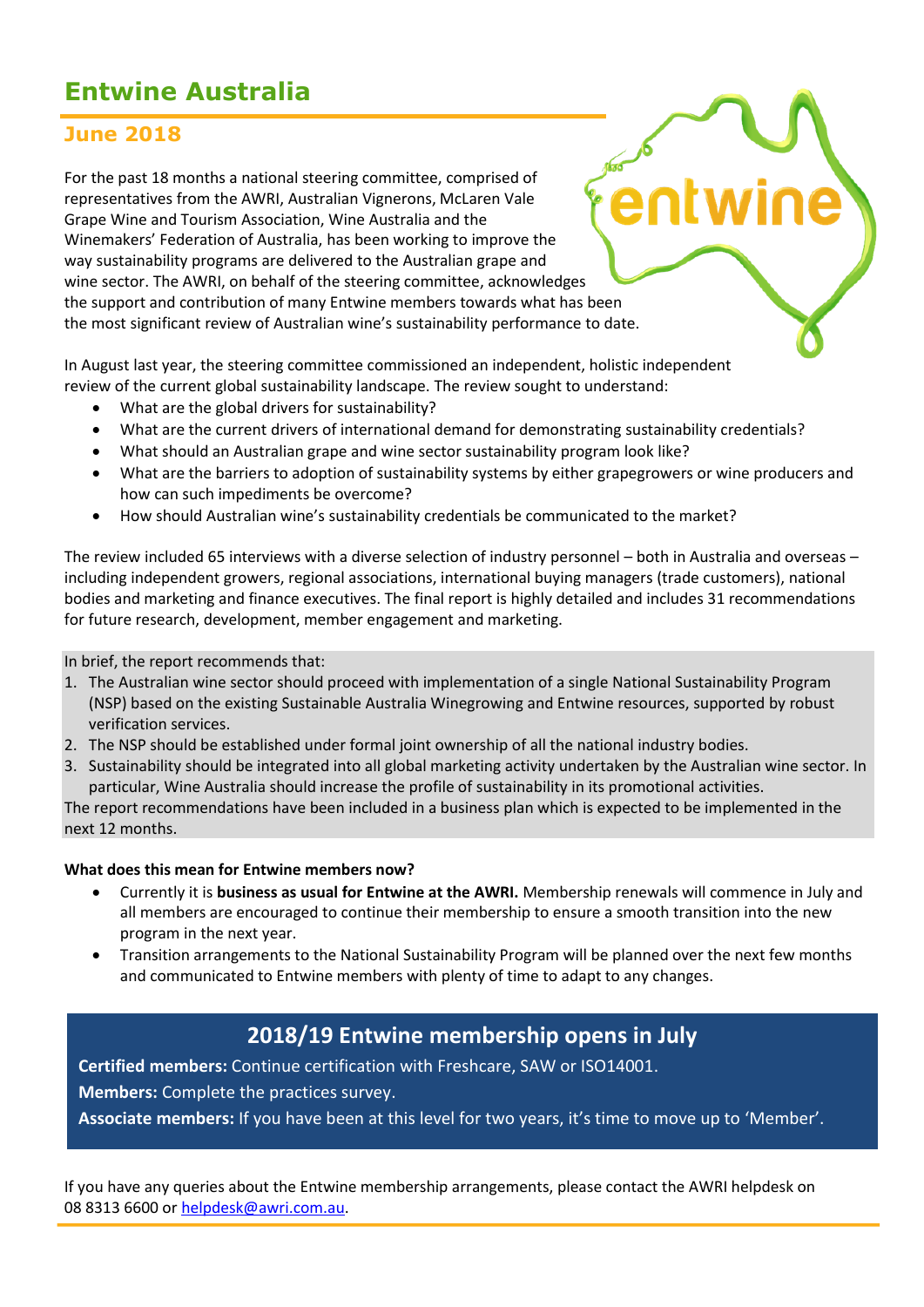# Entwine Australia

## June 2018

For the past 18 months a national steering committee, comprised of representatives from the AWRI, Australian Vignerons, McLaren Vale Grape Wine and Tourism Association, Wine Australia and the Winemakers' Federation of Australia, has been working to improve the way sustainability programs are delivered to the Australian grape and wine sector. The AWRI, on behalf of the steering committee, acknowledges the support and contribution of many Entwine members towards what has been the most significant review of Australian wine's sustainability performance to date.

In August last year, the steering committee commissioned an independent, holistic independent review of the current global sustainability landscape. The review sought to understand:

- What are the global drivers for sustainability?
- What are the current drivers of international demand for demonstrating sustainability credentials?
- What should an Australian grape and wine sector sustainability program look like?
- What are the barriers to adoption of sustainability systems by either grapegrowers or wine producers and how can such impediments be overcome?
- How should Australian wine's sustainability credentials be communicated to the market?

The review included 65 interviews with a diverse selection of industry personnel – both in Australia and overseas – including independent growers, regional associations, international buying managers (trade customers), national bodies and marketing and finance executives. The final report is highly detailed and includes 31 recommendations for future research, development, member engagement and marketing.

In brief, the report recommends that:

1. The Australian wine sector should proceed with implementation of a single National Sustainability Program (NSP) based on the existing Sustainable Australia Winegrowing and Entwine resources, supported by robust verification services.
2. The NSP should be established under formal joint ownership of all the national industry bodies.
3. Sustainability should be integrated into all global marketing activity undertaken by the Australian wine sector. In particular, Wine Australia should increase the profile of sustainability in its promotional activities.

The report recommendations have been included in a business plan which is expected to be implemented in the next 12 months.

**What does this mean for Entwine members now?**

- Currently it is **business as usual for Entwine at the AWRI.** Membership renewals will commence in July and all members are encouraged to continue their membership to ensure a smooth transition into the new program in the next year.
- Transition arrangements to the National Sustainability Program will be planned over the next few months and communicated to Entwine members with plenty of time to adapt to any changes.

## 2018/19 Entwine membership opens in July

**Certified members:** Continue certification with Freshcare, SAW or ISO14001.

**Members:** Complete the practices survey.

**Associate members:** If you have been at this level for two years, it's time to move up to 'Member'.

If you have any queries about the Entwine membership arrangements, please contact the AWRI helpdesk on 08 8313 6600 or helpdesk@awri.com.au.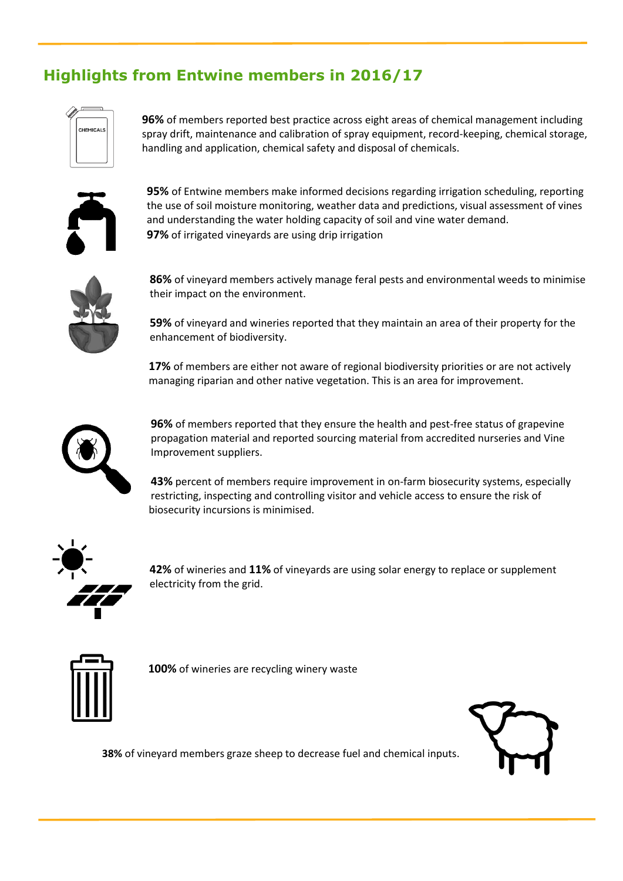## Highlights from Entwine members in 2016/17

**96%** of members reported best practice across eight areas of chemical management including spray drift, maintenance and calibration of spray equipment, record-keeping, chemical storage, handling and application, chemical safety and disposal of chemicals.

**95%** of Entwine members make informed decisions regarding irrigation scheduling, reporting the use of soil moisture monitoring, weather data and predictions, visual assessment of vines and understanding the water holding capacity of soil and vine water demand.
**97%** of irrigated vineyards are using drip irrigation

**86%** of vineyard members actively manage feral pests and environmental weeds to minimise their impact on the environment.

**59%** of vineyard and wineries reported that they maintain an area of their property for the enhancement of biodiversity.

**17%** of members are either not aware of regional biodiversity priorities or are not actively managing riparian and other native vegetation. This is an area for improvement.

**96%** of members reported that they ensure the health and pest-free status of grapevine propagation material and reported sourcing material from accredited nurseries and Vine Improvement suppliers.

**43%** percent of members require improvement in on-farm biosecurity systems, especially restricting, inspecting and controlling visitor and vehicle access to ensure the risk of biosecurity incursions is minimised.

**42%** of wineries and **11%** of vineyards are using solar energy to replace or supplement electricity from the grid.

**100%** of wineries are recycling winery waste

**38%** of vineyard members graze sheep to decrease fuel and chemical inputs.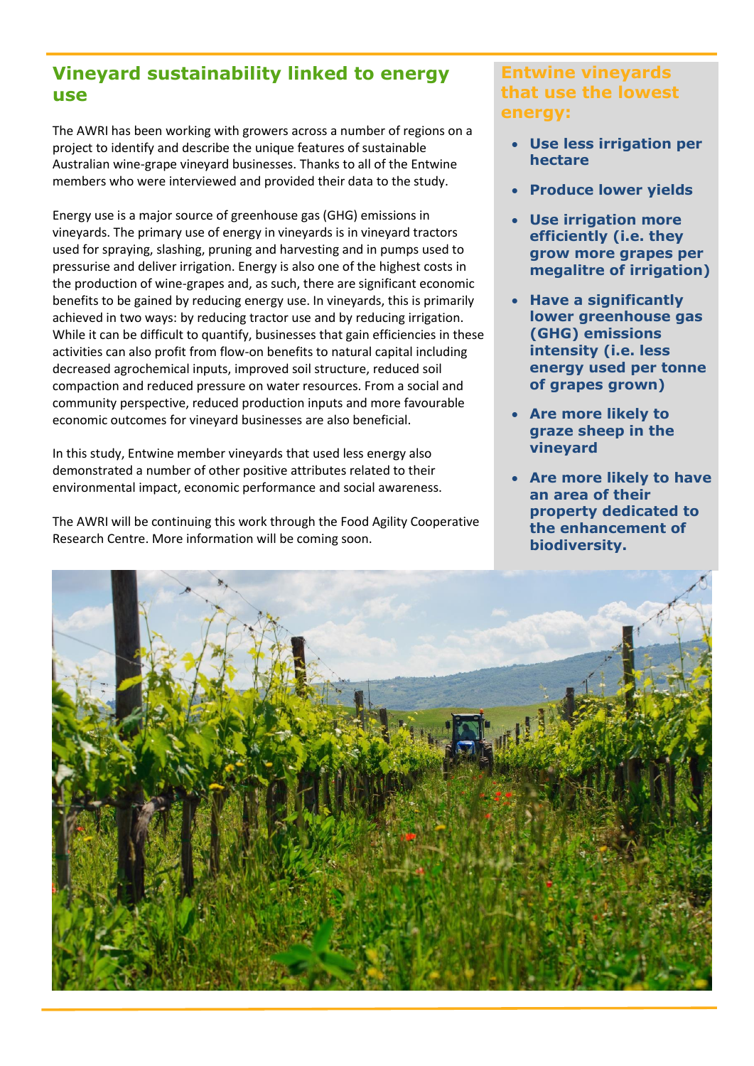## Vineyard sustainability linked to energy use

The AWRI has been working with growers across a number of regions on a project to identify and describe the unique features of sustainable Australian wine-grape vineyard businesses. Thanks to all of the Entwine members who were interviewed and provided their data to the study.

Energy use is a major source of greenhouse gas (GHG) emissions in vineyards. The primary use of energy in vineyards is in vineyard tractors used for spraying, slashing, pruning and harvesting and in pumps used to pressurise and deliver irrigation. Energy is also one of the highest costs in the production of wine-grapes and, as such, there are significant economic benefits to be gained by reducing energy use. In vineyards, this is primarily achieved in two ways: by reducing tractor use and by reducing irrigation. While it can be difficult to quantify, businesses that gain efficiencies in these activities can also profit from flow-on benefits to natural capital including decreased agrochemical inputs, improved soil structure, reduced soil compaction and reduced pressure on water resources. From a social and community perspective, reduced production inputs and more favourable economic outcomes for vineyard businesses are also beneficial.

In this study, Entwine member vineyards that used less energy also demonstrated a number of other positive attributes related to their environmental impact, economic performance and social awareness.

The AWRI will be continuing this work through the Food Agility Cooperative Research Centre. More information will be coming soon.

### Entwine vineyards that use the lowest energy:

- **Use less irrigation per hectare**
- **Produce lower yields**
- **Use irrigation more efficiently (i.e. they grow more grapes per megalitre of irrigation)**
- **Have a significantly lower greenhouse gas (GHG) emissions intensity (i.e. less energy used per tonne of grapes grown)**
- **Are more likely to graze sheep in the vineyard**
- **Are more likely to have an area of their property dedicated to the enhancement of biodiversity.**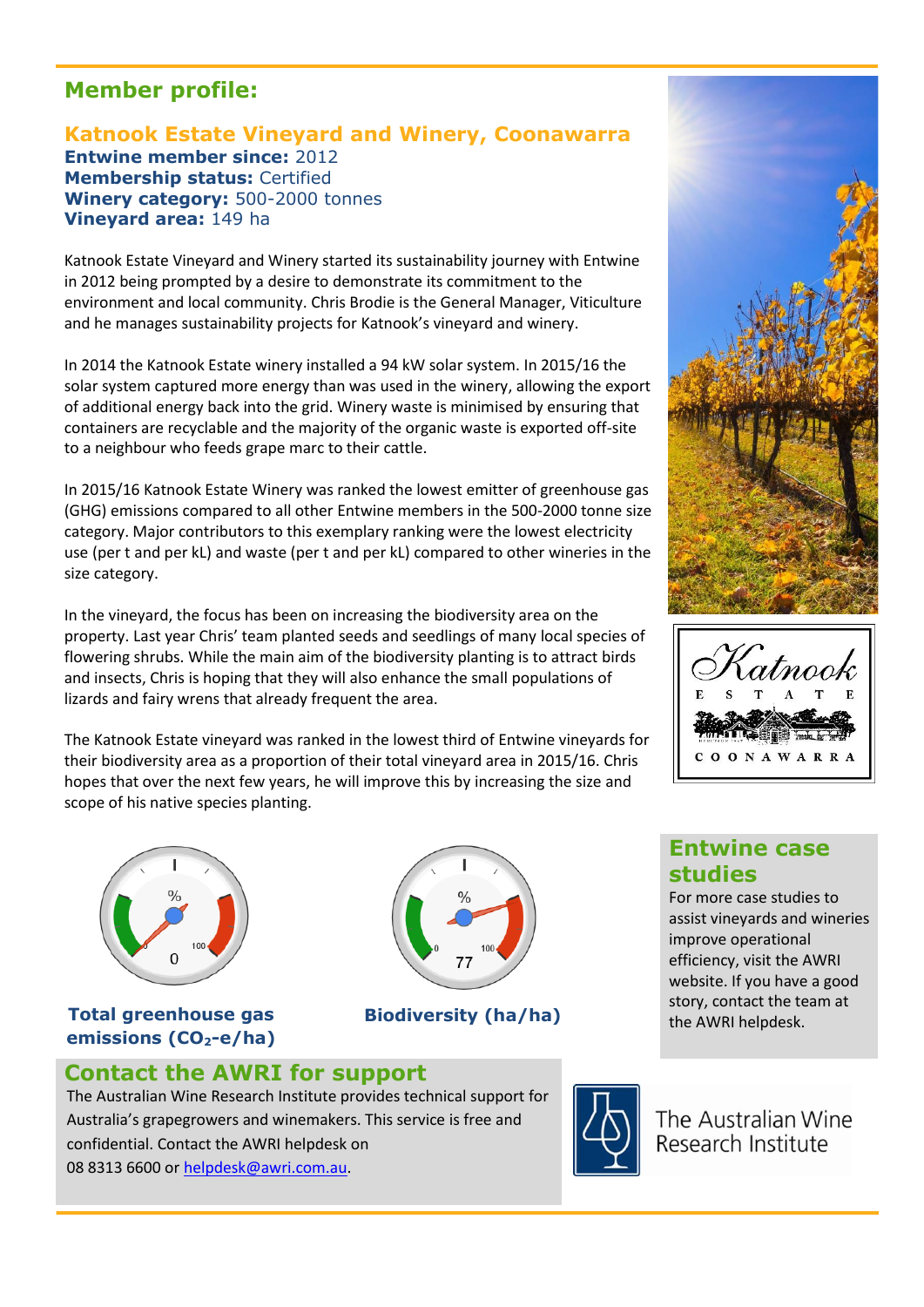## Member profile:

### Katnook Estate Vineyard and Winery, Coonawarra

**Entwine member since:** 2012
**Membership status:** Certified
**Winery category:** 500-2000 tonnes
**Vineyard area:** 149 ha

Katnook Estate Vineyard and Winery started its sustainability journey with Entwine in 2012 being prompted by a desire to demonstrate its commitment to the environment and local community. Chris Brodie is the General Manager, Viticulture and he manages sustainability projects for Katnook's vineyard and winery.

In 2014 the Katnook Estate winery installed a 94 kW solar system. In 2015/16 the solar system captured more energy than was used in the winery, allowing the export of additional energy back into the grid. Winery waste is minimised by ensuring that containers are recyclable and the majority of the organic waste is exported off-site to a neighbour who feeds grape marc to their cattle.

In 2015/16 Katnook Estate Winery was ranked the lowest emitter of greenhouse gas (GHG) emissions compared to all other Entwine members in the 500-2000 tonne size category. Major contributors to this exemplary ranking were the lowest electricity use (per t and per kL) and waste (per t and per kL) compared to other wineries in the size category.

In the vineyard, the focus has been on increasing the biodiversity area on the property. Last year Chris' team planted seeds and seedlings of many local species of flowering shrubs. While the main aim of the biodiversity planting is to attract birds and insects, Chris is hoping that they will also enhance the small populations of lizards and fairy wrens that already frequent the area.

The Katnook Estate vineyard was ranked in the lowest third of Entwine vineyards for their biodiversity area as a proportion of their total vineyard area in 2015/16. Chris hopes that over the next few years, he will improve this by increasing the size and scope of his native species planting.

%
0
100
0

**Total greenhouse gas emissions ($CO_2$-e/ha)**

%
0
100
77

**Biodiversity (ha/ha)**

## Entwine case studies

For more case studies to assist vineyards and wineries improve operational efficiency, visit the AWRI website. If you have a good story, contact the team at the AWRI helpdesk.

## Contact the AWRI for support

The Australian Wine Research Institute provides technical support for Australia's grapegrowers and winemakers. This service is free and confidential. Contact the AWRI helpdesk on
08 8313 6600 or helpdesk@awri.com.au.

The Australian Wine Research Institute